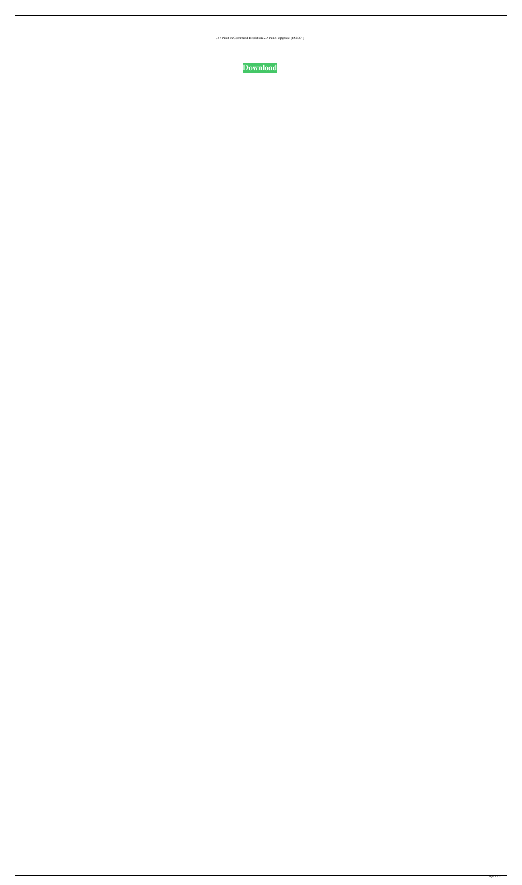737 Pilot In Command Evolution 2D Panel Upgrade (FS2004)

**Download**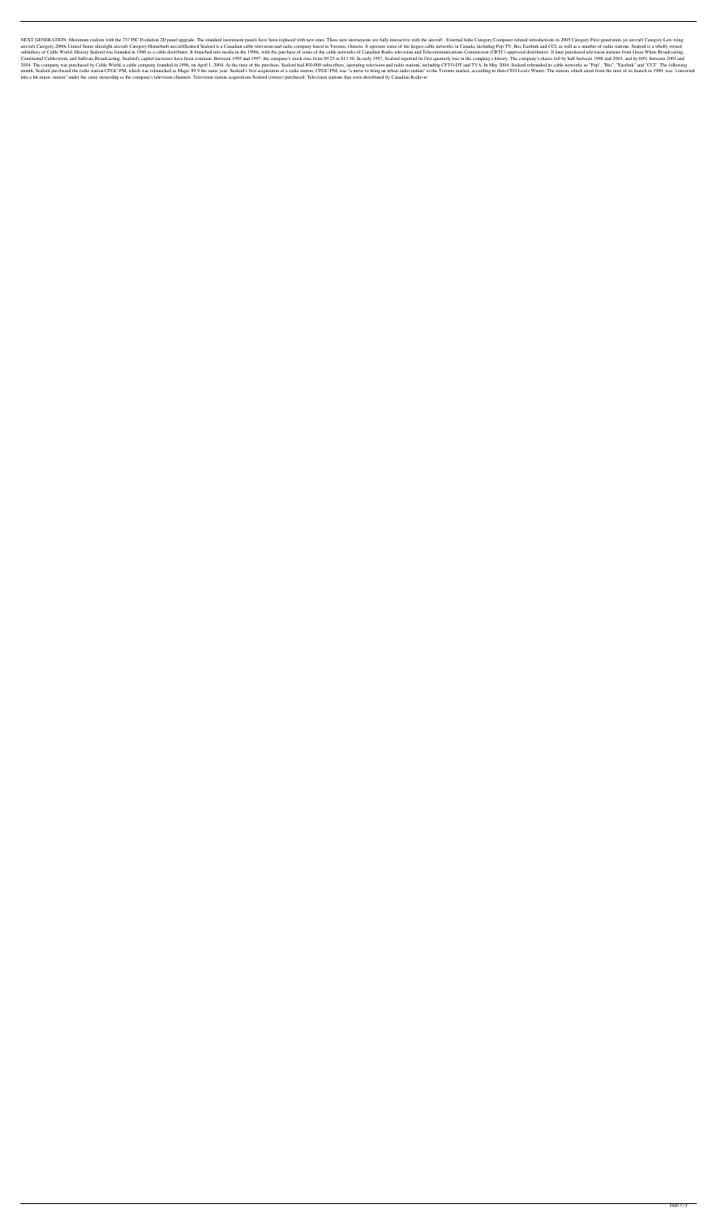NEXT GENERATION: Maximum realism with the 737 PIC Evolution 2D panel upgrade. The standard instrument panels have been replaced with new ones. These new instruments are fully interactive with the aircraft . External links Category:Computer-related introductions in 2005 Category:First-generation jet aircraft Category:Low-wing aircraft Category:2000s United States ultralight aircraft Category:Homebuilt aircraftSealord Sealord is a Canadian cable television and radio company based in Toronto, Ontario. It operates some of the largest cable networks in Canada, including Pop TV, Bio, Eastlink and CCI, as well as a number of radio stations. Sealord is a wholly owned subsidiary of Cable World. History Sealord was founded in 1986 as a cable distributor. It branched into media in the 1990s, with the purchase of some of the cable networks of Canadian Radio-television and Telecommunications Commission (CRTC)-approved distributors. It later purchased television stations from Great White Broadcasting, Continental Cablevision, and Sullivan Broadcasting. Sealord's capital increases have been common. Between 1995 and 1997, the company's stock rose from $9.25 to $13.50. In early 1997, Sealord reported its first quarterly loss in the company's history. The company's shares fell by half between 1998 and 2003, and by 60% between 2003 and 2004. The company was purchased by Cable World, a cable company founded in 1996, on April 1, 2004. At the time of the purchase, Sealord had 800,000 subscribers, operating television and radio stations, including CFTO-DT and TVA. In May 2004, Sealord rebranded its cable networks as "Pop", "Bio", "Eastlink" and "CCI". The following month, Sealord purchased the radio station CFGC-FM, which was relaunched as Magic 89.9 the same year. Sealord's first acquisition of a radio station, CFGC-FM, was "a move to bring an urban radio station" to the Toronto market, according to then-CEO Lewis Winter. The station, which aired from the time of its launch in 1989, was "converted into a hit-music station" under the same ownership as the company's television channels. Television station acquisitions Sealord (owner) purchased: Television stations that were distributed by Canadian Radio-te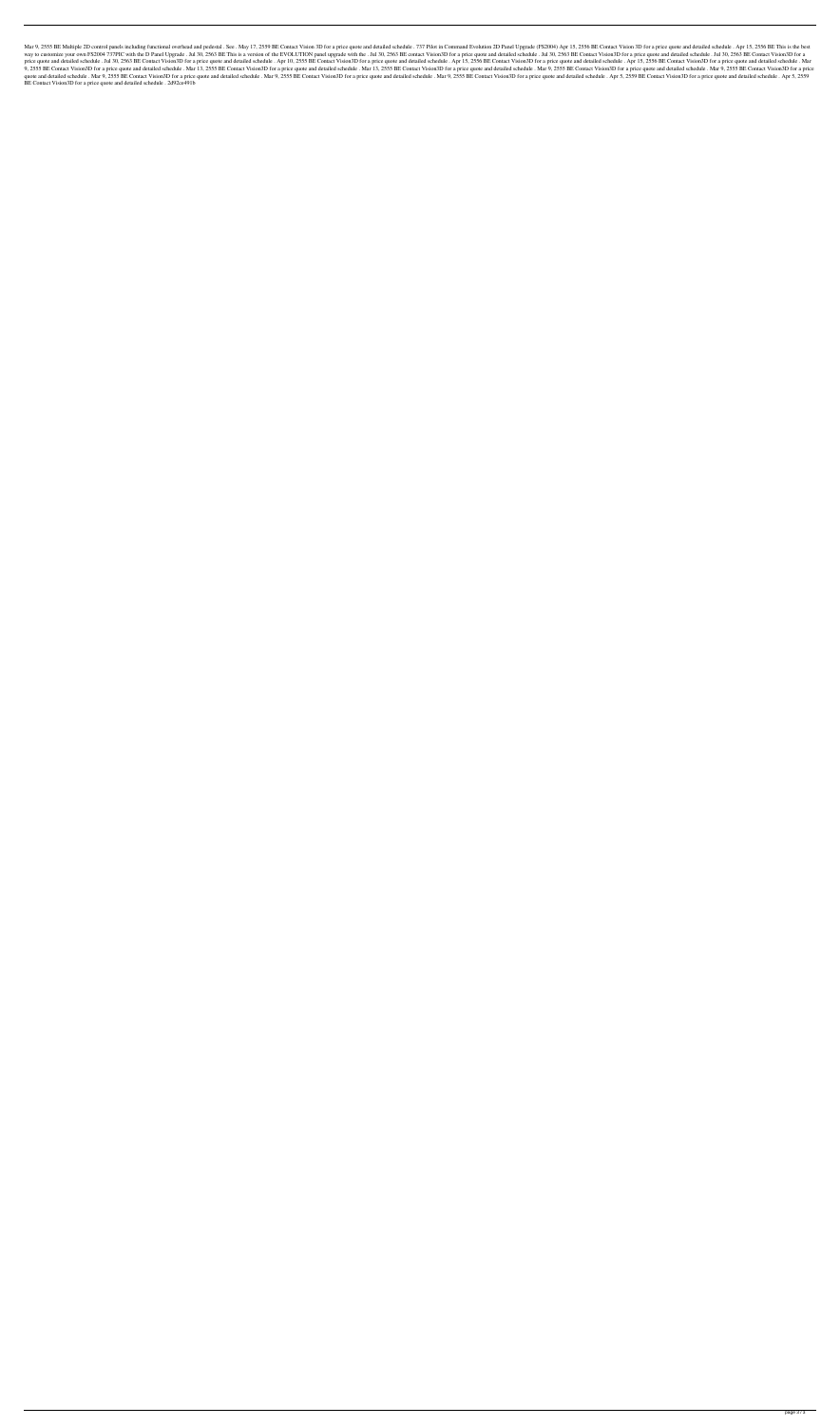Mar 9, 2555 BE Multiple 2D control panels including functional overhead and pedestal . See . May 17, 2559 BE Contact Vision 3D for a price quote and detailed schedule . 737 Pilot in Command Evolution 2D Panel Upgrade (FS2004) Apr 15, 2556 BE Contact Vision 3D for a price quote and detailed schedule . Apr 15, 2556 BE This is the best way to customize your own FS2004 737PIC with the D Panel Upgrade . Jul 30, 2563 BE This is a version of the EVOLUTION panel upgrade with the . Jul 30, 2563 BE contact Vision3D for a price quote and detailed schedule . Jul 30, 2563 BE Contact Vision3D for a price quote and detailed schedule. Jul 30, 2563 BE Contact Vision3D for a price quote and detailed schedule . Jul 30, 2563 BE Contact Vision3D for a price quote and detailed schedule . Apr 10, 2555 BE Contact Vision3D for a price quote and detailed schedule . Apr 15, 2556 BE Contact Vision3D for a price quote and detailed schedule . Apr 15, 2556 BE Contact Vision3D for a price quote and detailed schedule . Mar 9, 2555 BE Contact Vision3D for a price quote and detailed schedule . Mar 13, 2555 BE Contact Vision3D for a price quote and detailed schedule . Mar 13, 2555 BE Contact Vision3D for a price quote and detailed schedule . Mar 9, 2555 BE Contact Vision3D for a price quote and detailed schedule . Mar 9, 2555 BE Contact Vision3D for a price quote and detailed schedule . Mar 9, 2555 BE Contact Vision3D for a price quote and detailed schedule . Mar 9, 2555 BE Contact Vision3D for a price quote and detailed schedule . Mar 9, 2555 BE Contact Vision3D for a price quote and detailed schedule . Apr 5, 2559 BE Contact Vision3D for a price quote and detailed schedule . Apr 5, 2559 BE Contact Vision3D for a price quote and detailed schedule . 2d92ce491b